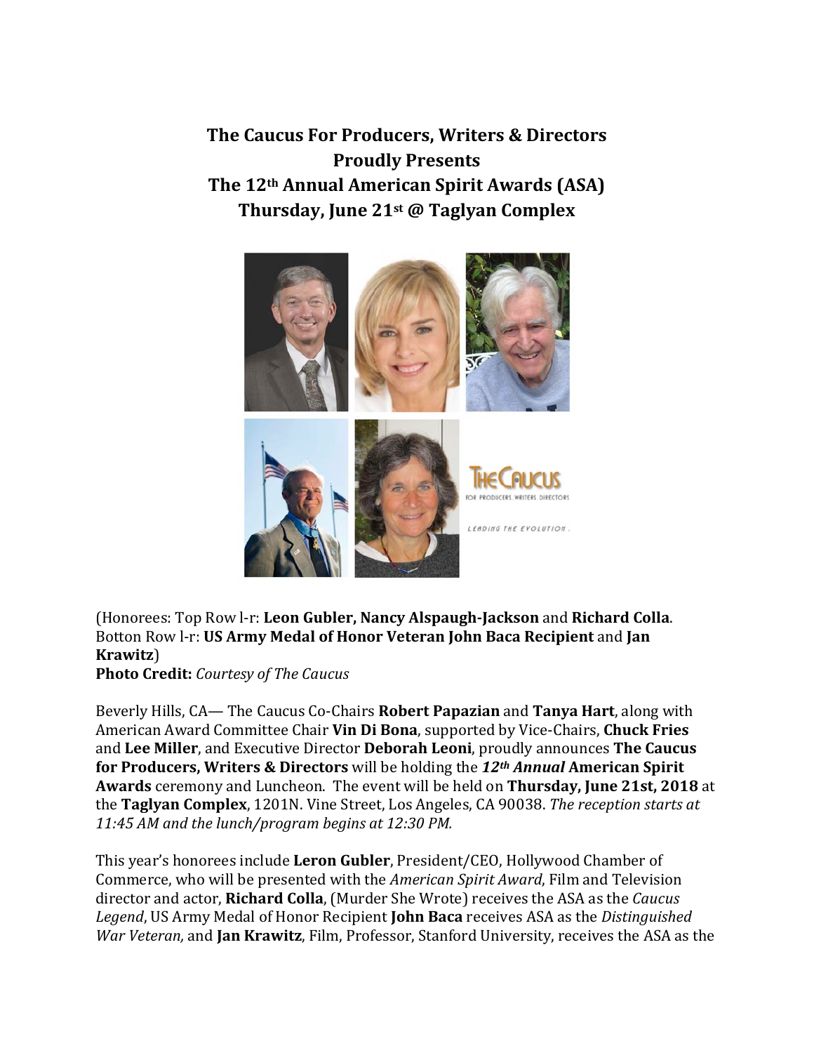**The Caucus For Producers, Writers & Directors**
**Proudly Presents**
**The 12th Annual American Spirit Awards (ASA)**
**Thursday, June 21st @ Taglyan Complex**

(Honorees: Top Row l-r: **Leon Gubler, Nancy Alspaugh-Jackson** and **Richard Colla**. Botton Row l-r: **US Army Medal of Honor Veteran John Baca Recipient** and **Jan Krawitz**)
**Photo Credit:** *Courtesy of The Caucus*

Beverly Hills, CA— The Caucus Co-Chairs **Robert Papazian** and **Tanya Hart**, along with American Award Committee Chair **Vin Di Bona**, supported by Vice-Chairs, **Chuck Fries** and **Lee Miller**, and Executive Director **Deborah Leoni**, proudly announces **The Caucus for Producers, Writers & Directors** will be holding the ***12th Annual* American Spirit Awards** ceremony and Luncheon. The event will be held on **Thursday, June 21st, 2018** at the **Taglyan Complex**, 1201N. Vine Street, Los Angeles, CA 90038. *The reception starts at 11:45 AM and the lunch/program begins at 12:30 PM.*

This year's honorees include **Leron Gubler**, President/CEO, Hollywood Chamber of Commerce, who will be presented with the *American Spirit Award*, Film and Television director and actor, **Richard Colla**, (Murder She Wrote) receives the ASA as the *Caucus Legend*, US Army Medal of Honor Recipient **John Baca** receives ASA as the *Distinguished War Veteran,* and **Jan Krawitz**, Film, Professor, Stanford University, receives the ASA as the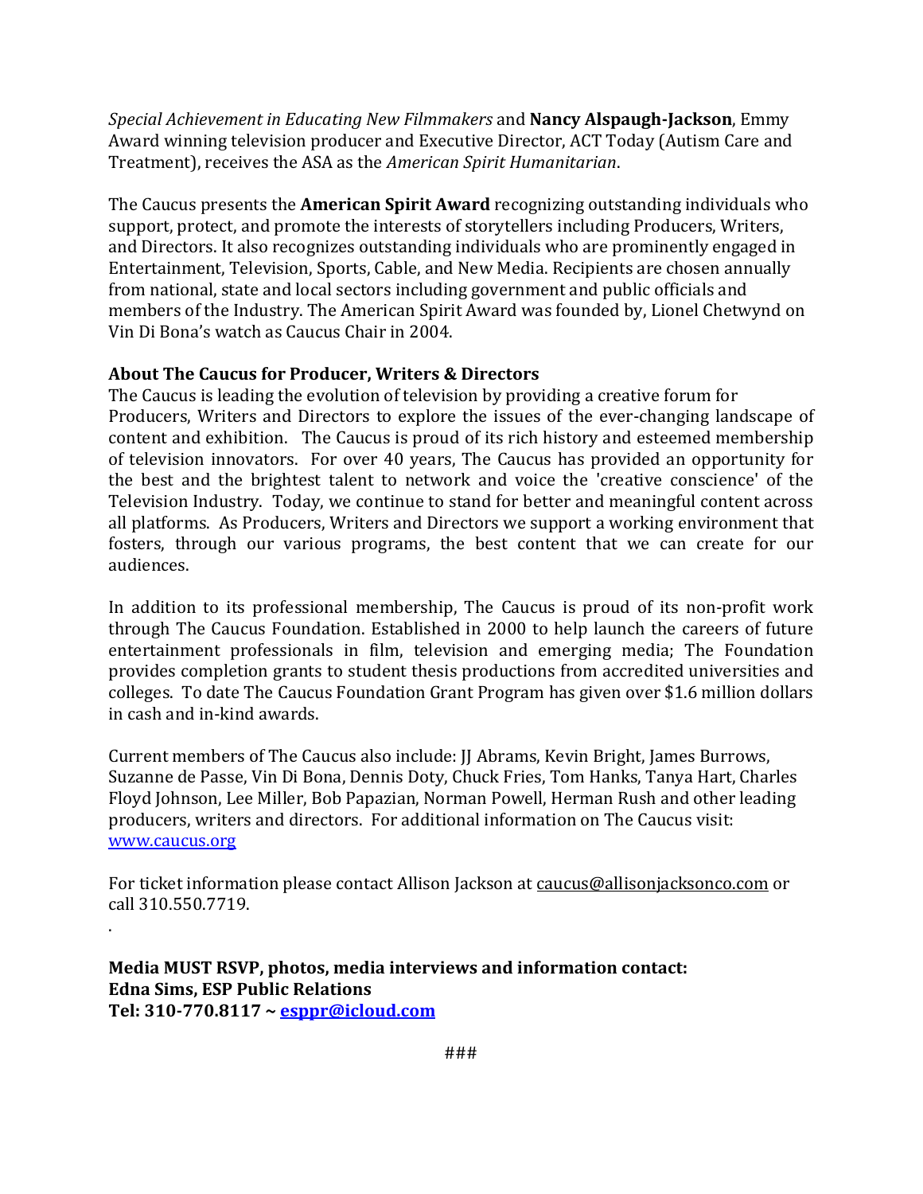*Special Achievement in Educating New Filmmakers* and **Nancy Alspaugh-Jackson**, Emmy Award winning television producer and Executive Director, ACT Today (Autism Care and Treatment), receives the ASA as the *American Spirit Humanitarian*.

The Caucus presents the **American Spirit Award** recognizing outstanding individuals who support, protect, and promote the interests of storytellers including Producers, Writers, and Directors. It also recognizes outstanding individuals who are prominently engaged in Entertainment, Television, Sports, Cable, and New Media. Recipients are chosen annually from national, state and local sectors including government and public officials and members of the Industry. The American Spirit Award was founded by, Lionel Chetwynd on Vin Di Bona's watch as Caucus Chair in 2004.

**About The Caucus for Producer, Writers & Directors**

The Caucus is leading the evolution of television by providing a creative forum for Producers, Writers and Directors to explore the issues of the ever-changing landscape of content and exhibition. The Caucus is proud of its rich history and esteemed membership of television innovators. For over 40 years, The Caucus has provided an opportunity for the best and the brightest talent to network and voice the 'creative conscience' of the Television Industry. Today, we continue to stand for better and meaningful content across all platforms. As Producers, Writers and Directors we support a working environment that fosters, through our various programs, the best content that we can create for our audiences.

In addition to its professional membership, The Caucus is proud of its non-profit work through The Caucus Foundation. Established in 2000 to help launch the careers of future entertainment professionals in film, television and emerging media; The Foundation provides completion grants to student thesis productions from accredited universities and colleges. To date The Caucus Foundation Grant Program has given over $1.6 million dollars in cash and in-kind awards.

Current members of The Caucus also include: JJ Abrams, Kevin Bright, James Burrows, Suzanne de Passe, Vin Di Bona, Dennis Doty, Chuck Fries, Tom Hanks, Tanya Hart, Charles Floyd Johnson, Lee Miller, Bob Papazian, Norman Powell, Herman Rush and other leading producers, writers and directors. For additional information on The Caucus visit: [www.caucus.org](http://www.caucus.org)

For ticket information please contact Allison Jackson at caucus@allisonjacksonco.com or call 310.550.7719.

.

**Media MUST RSVP, photos, media interviews and information contact:**
**Edna Sims, ESP Public Relations**
**Tel: 310-770.8117 ~ esppr@icloud.com**

###